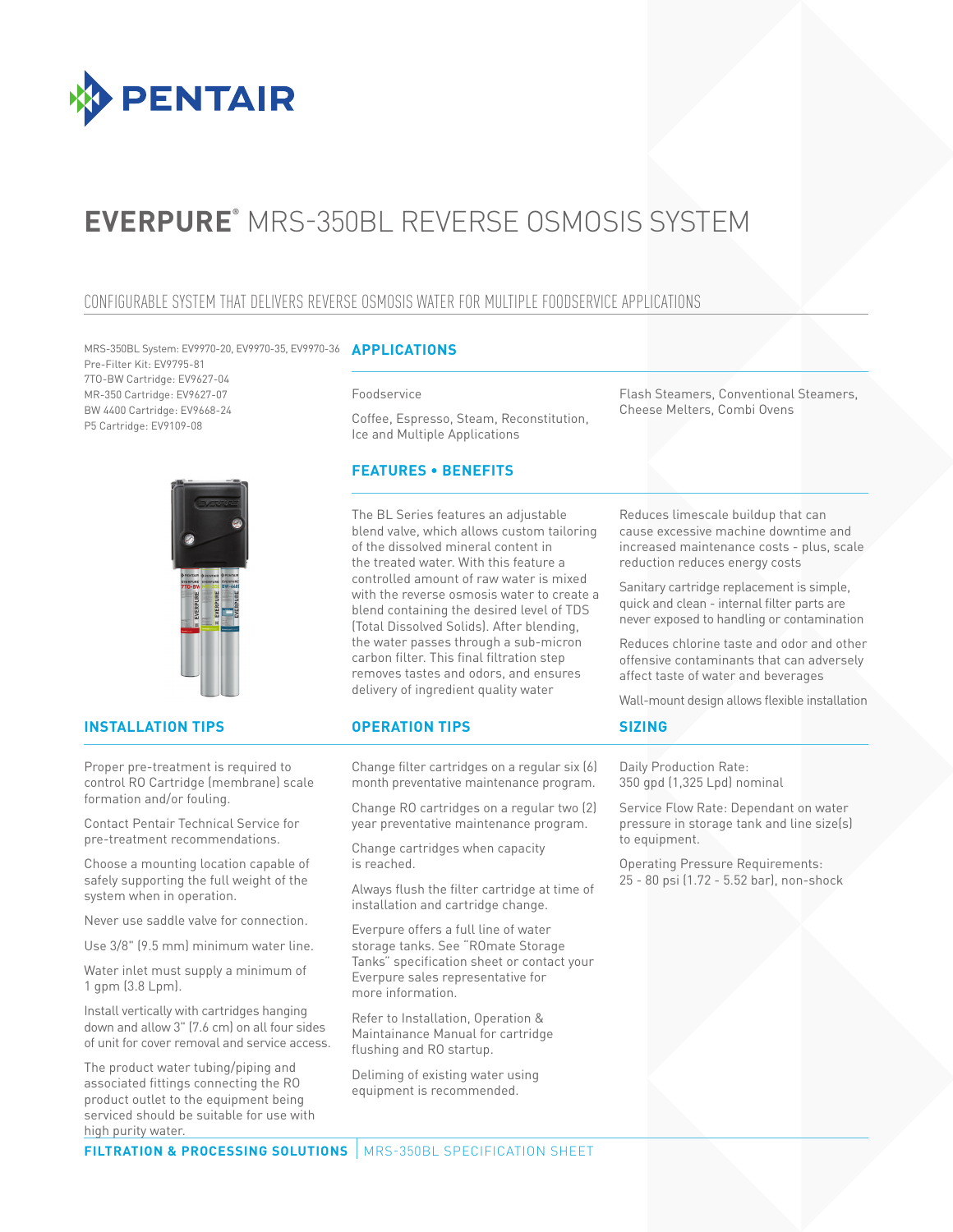PENTAIR

# EVERPURE® MRS-350BL REVERSE OSMOSIS SYSTEM

## CONFIGURABLE SYSTEM THAT DELIVERS REVERSE OSMOSIS WATER FOR MULTIPLE FOODSERVICE APPLICATIONS

MRS-350BL System: EV9970-20, EV9970-35, EV9970-36
Pre-Filter Kit: EV9795-81
7TO-BW Cartridge: EV9627-04
MR-350 Cartridge: EV9627-07
BW 4400 Cartridge: EV9668-24
P5 Cartridge: EV9109-08

## APPLICATIONS

Foodservice

Coffee, Espresso, Steam, Reconstitution, Ice and Multiple Applications

Flash Steamers, Conventional Steamers, Cheese Melters, Combi Ovens

## FEATURES • BENEFITS

The BL Series features an adjustable blend valve, which allows custom tailoring of the dissolved mineral content in the treated water. With this feature a controlled amount of raw water is mixed with the reverse osmosis water to create a blend containing the desired level of TDS (Total Dissolved Solids). After blending, the water passes through a sub-micron carbon filter. This final filtration step removes tastes and odors, and ensures delivery of ingredient quality water

Reduces limescale buildup that can cause excessive machine downtime and increased maintenance costs - plus, scale reduction reduces energy costs

Sanitary cartridge replacement is simple, quick and clean - internal filter parts are never exposed to handling or contamination

Reduces chlorine taste and odor and other offensive contaminants that can adversely affect taste of water and beverages

Wall-mount design allows flexible installation

## INSTALLATION TIPS

Proper pre-treatment is required to control RO Cartridge (membrane) scale formation and/or fouling.

Contact Pentair Technical Service for pre-treatment recommendations.

Choose a mounting location capable of safely supporting the full weight of the system when in operation.

Never use saddle valve for connection.

Use 3/8" (9.5 mm) minimum water line.

Water inlet must supply a minimum of 1 gpm (3.8 Lpm).

Install vertically with cartridges hanging down and allow 3" (7.6 cm) on all four sides of unit for cover removal and service access.

The product water tubing/piping and associated fittings connecting the RO product outlet to the equipment being serviced should be suitable for use with high purity water.

## OPERATION TIPS

Change filter cartridges on a regular six (6) month preventative maintenance program.

Change RO cartridges on a regular two (2) year preventative maintenance program.

Change cartridges when capacity is reached.

Always flush the filter cartridge at time of installation and cartridge change.

Everpure offers a full line of water storage tanks. See "ROmate Storage Tanks" specification sheet or contact your Everpure sales representative for more information.

Refer to Installation, Operation & Maintainance Manual for cartridge flushing and RO startup.

Deliming of existing water using equipment is recommended.

## SIZING

Daily Production Rate:
350 gpd (1,325 Lpd) nominal

Service Flow Rate: Dependant on water pressure in storage tank and line size(s) to equipment.

Operating Pressure Requirements:
25 - 80 psi (1.72 - 5.52 bar), non-shock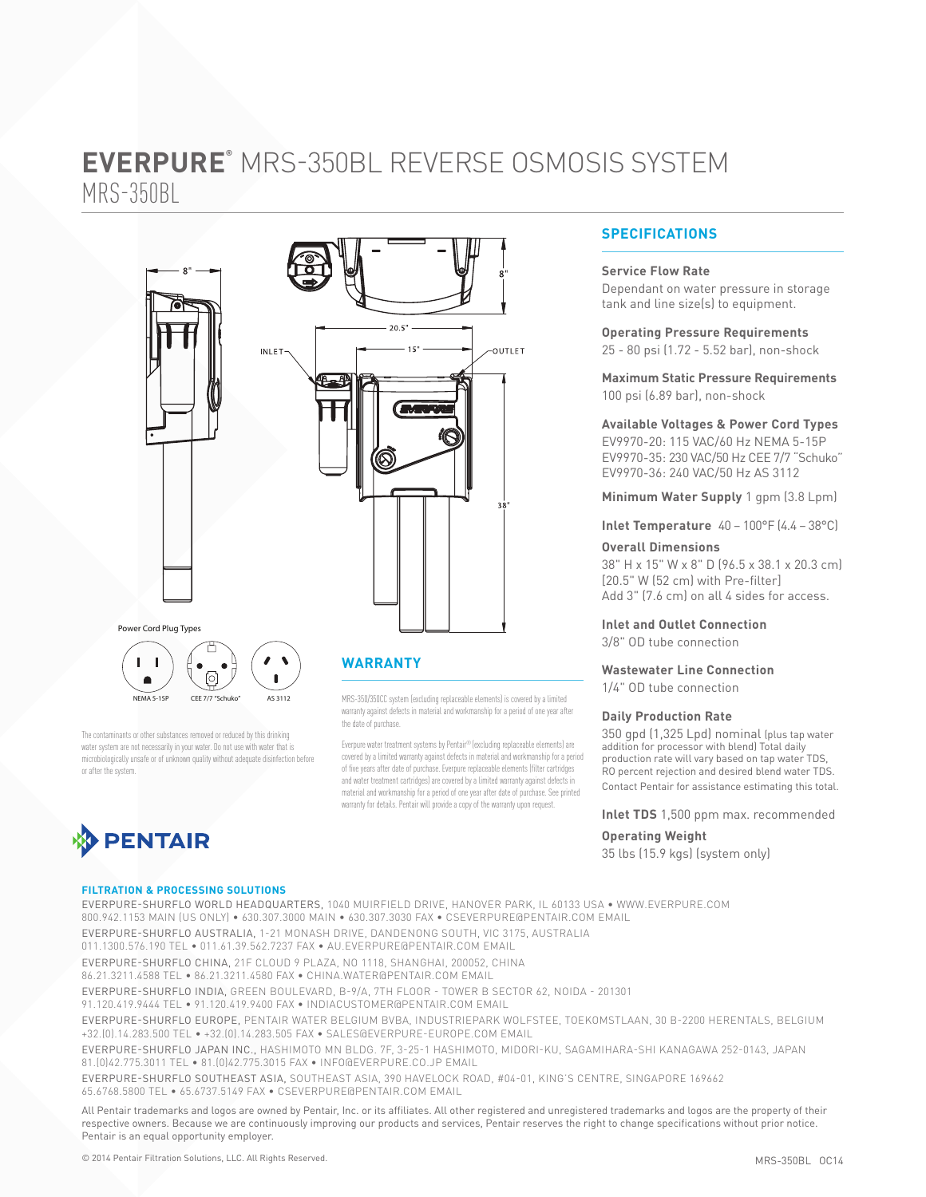# EVERPURE® MRS-350BL REVERSE OSMOSIS SYSTEM

MRS-350BL

8"

8"

20.5"

15"

INLET

OUTLET

38"

Power Cord Plug Types

NEMA 5-15P

CEE 7/7 "Schuko"

AS 3112

The contaminants or other substances removed or reduced by this drinking water system are not necessarily in your water. Do not use with water that is microbiologically unsafe or of unknown quality without adequate disinfection before or after the system.

## WARRANTY

MRS-350/350CC system (excluding replaceable elements) is covered by a limited warranty against defects in material and workmanship for a period of one year after the date of purchase.

Everpure water treatment systems by Pentair® (excluding replaceable elements) are covered by a limited warranty against defects in material and workmanship for a period of five years after date of purchase. Everpure replaceable elements (filter cartridges and water treatment cartridges) are covered by a limited warranty against defects in material and workmanship for a period of one year after date of purchase. See printed warranty for details. Pentair will provide a copy of the warranty upon request.

## SPECIFICATIONS

**Service Flow Rate**
Dependant on water pressure in storage tank and line size(s) to equipment.

**Operating Pressure Requirements**
25 - 80 psi (1.72 - 5.52 bar), non-shock

**Maximum Static Pressure Requirements**
100 psi (6.89 bar), non-shock

**Available Voltages & Power Cord Types**
EV9970-20: 115 VAC/60 Hz NEMA 5-15P
EV9970-35: 230 VAC/50 Hz CEE 7/7 "Schuko"
EV9970-36: 240 VAC/50 Hz AS 3112

**Minimum Water Supply** 1 gpm (3.8 Lpm)

**Inlet Temperature** 40 – 100°F (4.4 – 38°C)

**Overall Dimensions**
38" H x 15" W x 8" D (96.5 x 38.1 x 20.3 cm)
[20.5" W (52 cm) with Pre-filter]
Add 3" (7.6 cm) on all 4 sides for access.

**Inlet and Outlet Connection**
3/8" OD tube connection

**Wastewater Line Connection**
1/4" OD tube connection

**Daily Production Rate**
350 gpd (1,325 Lpd) nominal (plus tap water addition for processor with blend) Total daily production rate will vary based on tap water TDS, RO percent rejection and desired blend water TDS. Contact Pentair for assistance estimating this total.

**Inlet TDS** 1,500 ppm max. recommended

**Operating Weight**
35 lbs (15.9 kgs) (system only)

PENTAIR

**FILTRATION & PROCESSING SOLUTIONS**

EVERPURE-SHURFLO WORLD HEADQUARTERS, 1040 MUIRFIELD DRIVE, HANOVER PARK, IL 60133 USA • WWW.EVERPURE.COM
800.942.1153 MAIN (US ONLY) • 630.307.3000 MAIN • 630.307.3030 FAX • CSEVERPURE@PENTAIR.COM EMAIL

EVERPURE-SHURFLO AUSTRALIA, 1-21 MONASH DRIVE, DANDENONG SOUTH, VIC 3175, AUSTRALIA
011.1300.576.190 TEL • 011.61.39.562.7237 FAX • AU.EVERPURE@PENTAIR.COM EMAIL

EVERPURE-SHURFLO CHINA, 21F CLOUD 9 PLAZA, NO 1118, SHANGHAI, 200052, CHINA
86.21.3211.4588 TEL • 86.21.3211.4580 FAX • CHINA.WATER@PENTAIR.COM EMAIL

EVERPURE-SHURFLO INDIA, GREEN BOULEVARD, B-9/A, 7TH FLOOR - TOWER B SECTOR 62, NOIDA - 201301
91.120.419.9444 TEL • 91.120.419.9400 FAX • INDIACUSTOMER@PENTAIR.COM EMAIL

EVERPURE-SHURFLO EUROPE, PENTAIR WATER BELGIUM BVBA, INDUSTRIEPARK WOLFSTEE, TOEKOMSTLAAN, 30 B-2200 HERENTALS, BELGIUM
+32.(0).14.283.500 TEL • +32.(0).14.283.505 FAX • SALES@EVERPURE-EUROPE.COM EMAIL

EVERPURE-SHURFLO JAPAN INC., HASHIMOTO MN BLDG. 7F, 3-25-1 HASHIMOTO, MIDORI-KU, SAGAMIHARA-SHI KANAGAWA 252-0143, JAPAN
81.(0)42.775.3011 TEL • 81.(0)42.775.3015 FAX • INFO@EVERPURE.CO.JP EMAIL

EVERPURE-SHURFLO SOUTHEAST ASIA, SOUTHEAST ASIA, 390 HAVELOCK ROAD, #04-01, KING'S CENTRE, SINGAPORE 169662
65.6768.5800 TEL • 65.6737.5149 FAX • CSEVERPURE@PENTAIR.COM EMAIL

All Pentair trademarks and logos are owned by Pentair, Inc. or its affiliates. All other registered and unregistered trademarks and logos are the property of their respective owners. Because we are continuously improving our products and services, Pentair reserves the right to change specifications without prior notice. Pentair is an equal opportunity employer.

© 2014 Pentair Filtration Solutions, LLC. All Rights Reserved.

MRS-350BL OC14